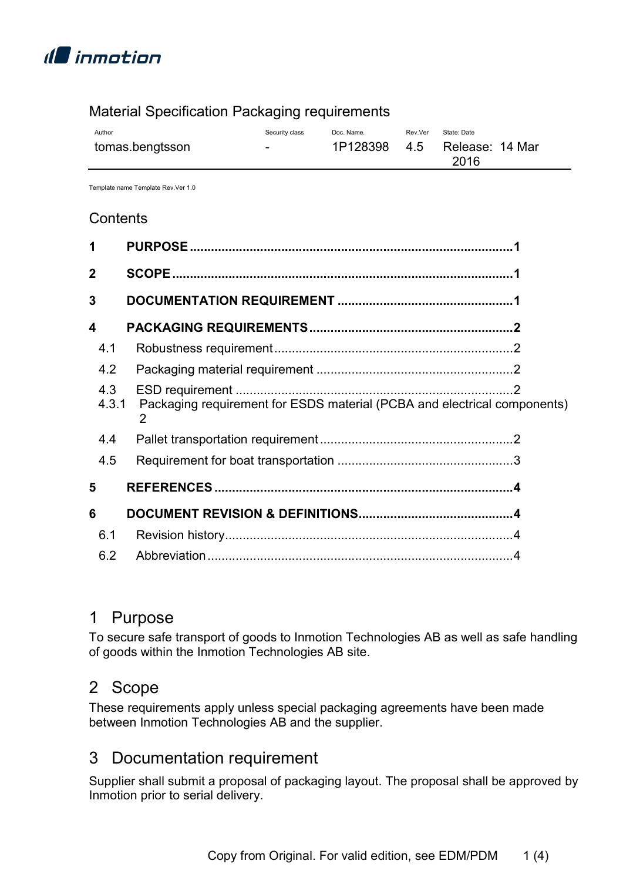inmotion

Material Specification Packaging requirements

| Author | Security class | Doc. Name. | Rev.Ver | State: Date |
|---|---|---|---|---|
| tomas.bengtsson | - | 1P128398 | 4.5 | Release: 14 Mar 2016 |

Template name Template Rev.Ver 1.0

Contents

1 PURPOSE ......1

2 SCOPE ......1

3 DOCUMENTATION REQUIREMENT ......1

4 PACKAGING REQUIREMENTS ......2

4.1 Robustness requirement ......2

4.2 Packaging material requirement ......2

4.3 ESD requirement ......2

4.3.1 Packaging requirement for ESDS material (PCBA and electrical components) 2

4.4 Pallet transportation requirement ......2

4.5 Requirement for boat transportation ......3

5 REFERENCES ......4

6 DOCUMENT REVISION & DEFINITIONS ......4

6.1 Revision history ......4

6.2 Abbreviation ......4

# 1 Purpose

To secure safe transport of goods to Inmotion Technologies AB as well as safe handling of goods within the Inmotion Technologies AB site.

# 2 Scope

These requirements apply unless special packaging agreements have been made between Inmotion Technologies AB and the supplier.

# 3 Documentation requirement

Supplier shall submit a proposal of packaging layout. The proposal shall be approved by Inmotion prior to serial delivery.

Copy from Original. For valid edition, see EDM/PDM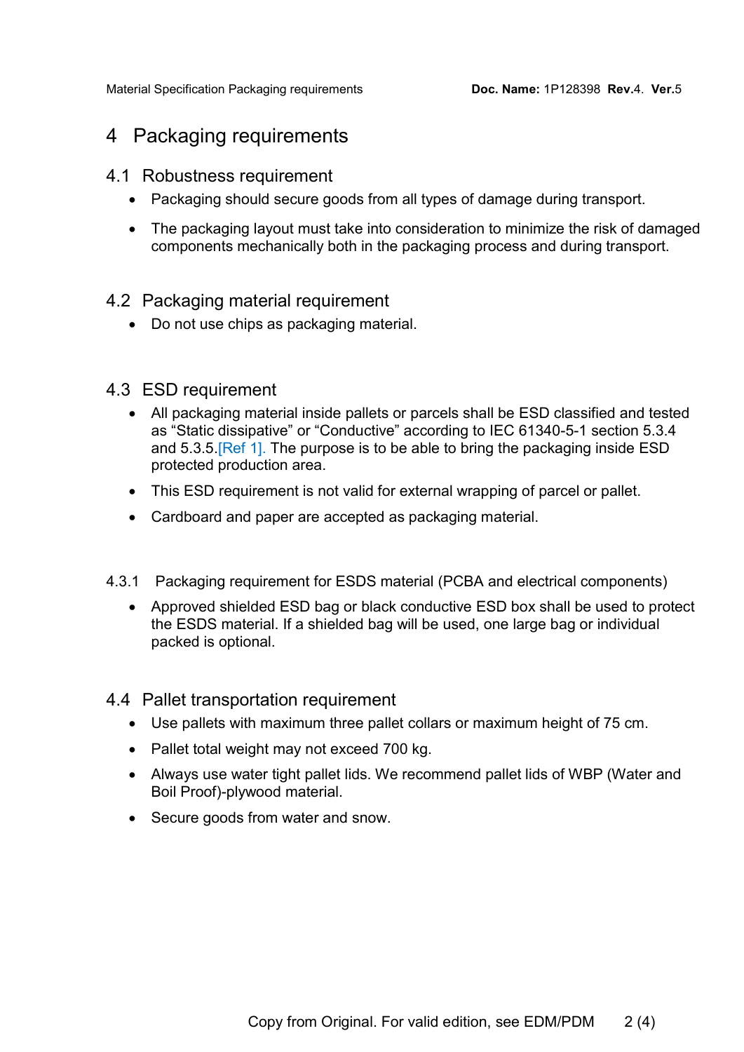# 4 Packaging requirements

## 4.1 Robustness requirement

- Packaging should secure goods from all types of damage during transport.
- The packaging layout must take into consideration to minimize the risk of damaged components mechanically both in the packaging process and during transport.

## 4.2 Packaging material requirement

- Do not use chips as packaging material.

## 4.3 ESD requirement

- All packaging material inside pallets or parcels shall be ESD classified and tested as "Static dissipative" or "Conductive" according to IEC 61340-5-1 section 5.3.4 and 5.3.5.[Ref 1]. The purpose is to be able to bring the packaging inside ESD protected production area.
- This ESD requirement is not valid for external wrapping of parcel or pallet.
- Cardboard and paper are accepted as packaging material.

### 4.3.1 Packaging requirement for ESDS material (PCBA and electrical components)

- Approved shielded ESD bag or black conductive ESD box shall be used to protect the ESDS material. If a shielded bag will be used, one large bag or individual packed is optional.

## 4.4 Pallet transportation requirement

- Use pallets with maximum three pallet collars or maximum height of 75 cm.
- Pallet total weight may not exceed 700 kg.
- Always use water tight pallet lids. We recommend pallet lids of WBP (Water and Boil Proof)-plywood material.
- Secure goods from water and snow.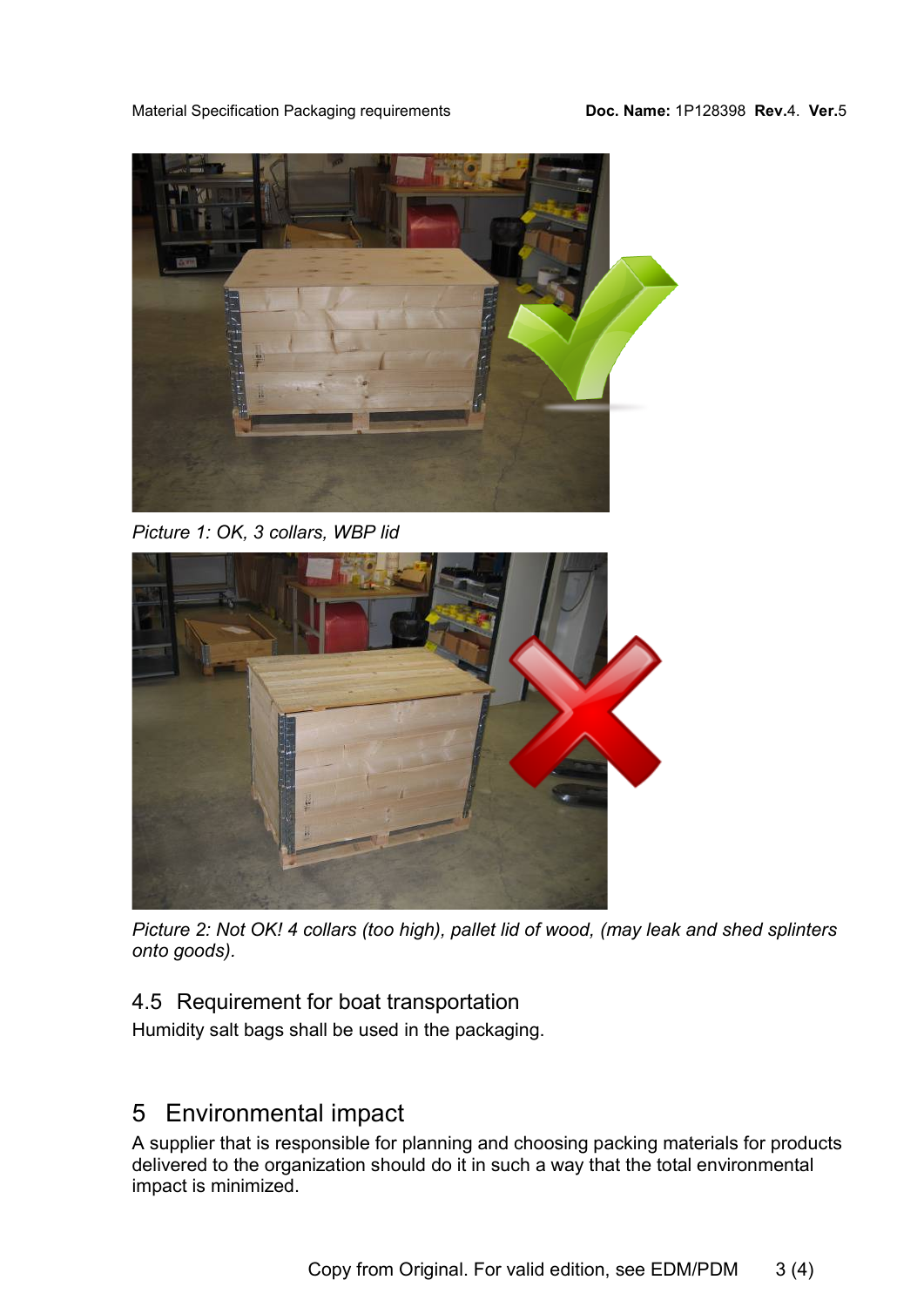*Picture 1: OK, 3 collars, WBP lid*

*Picture 2: Not OK! 4 collars (too high), pallet lid of wood, (may leak and shed splinters onto goods).*

### 4.5 Requirement for boat transportation

Humidity salt bags shall be used in the packaging.

## 5 Environmental impact

A supplier that is responsible for planning and choosing packing materials for products delivered to the organization should do it in such a way that the total environmental impact is minimized.

Copy from Original. For valid edition, see EDM/PDM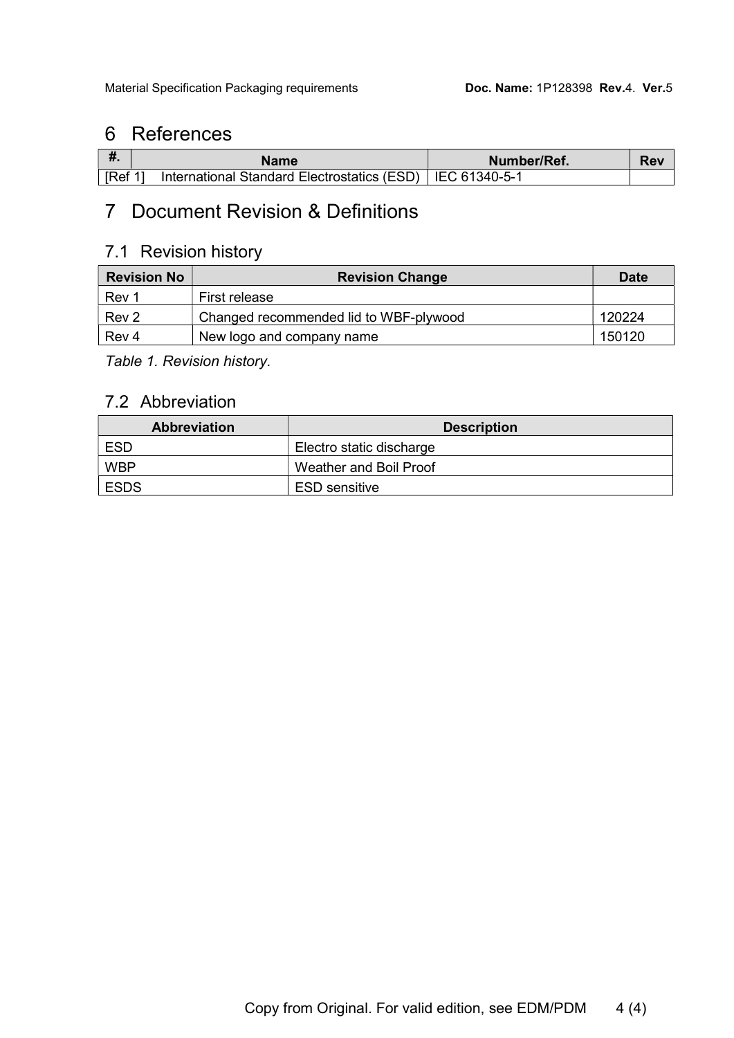# 6 References

| #. | Name | Number/Ref. | Rev |
|---|---|---|---|
| [Ref 1] | International Standard Electrostatics (ESD) | IEC 61340-5-1 | |

# 7 Document Revision & Definitions

## 7.1 Revision history

| Revision No | Revision Change | Date |
|---|---|---|
| Rev 1 | First release | |
| Rev 2 | Changed recommended lid to WBF-plywood | 120224 |
| Rev 4 | New logo and company name | 150120 |

*Table 1. Revision history.*

## 7.2 Abbreviation

| Abbreviation | Description |
|---|---|
| ESD | Electro static discharge |
| WBP | Weather and Boil Proof |
| ESDS | ESD sensitive |